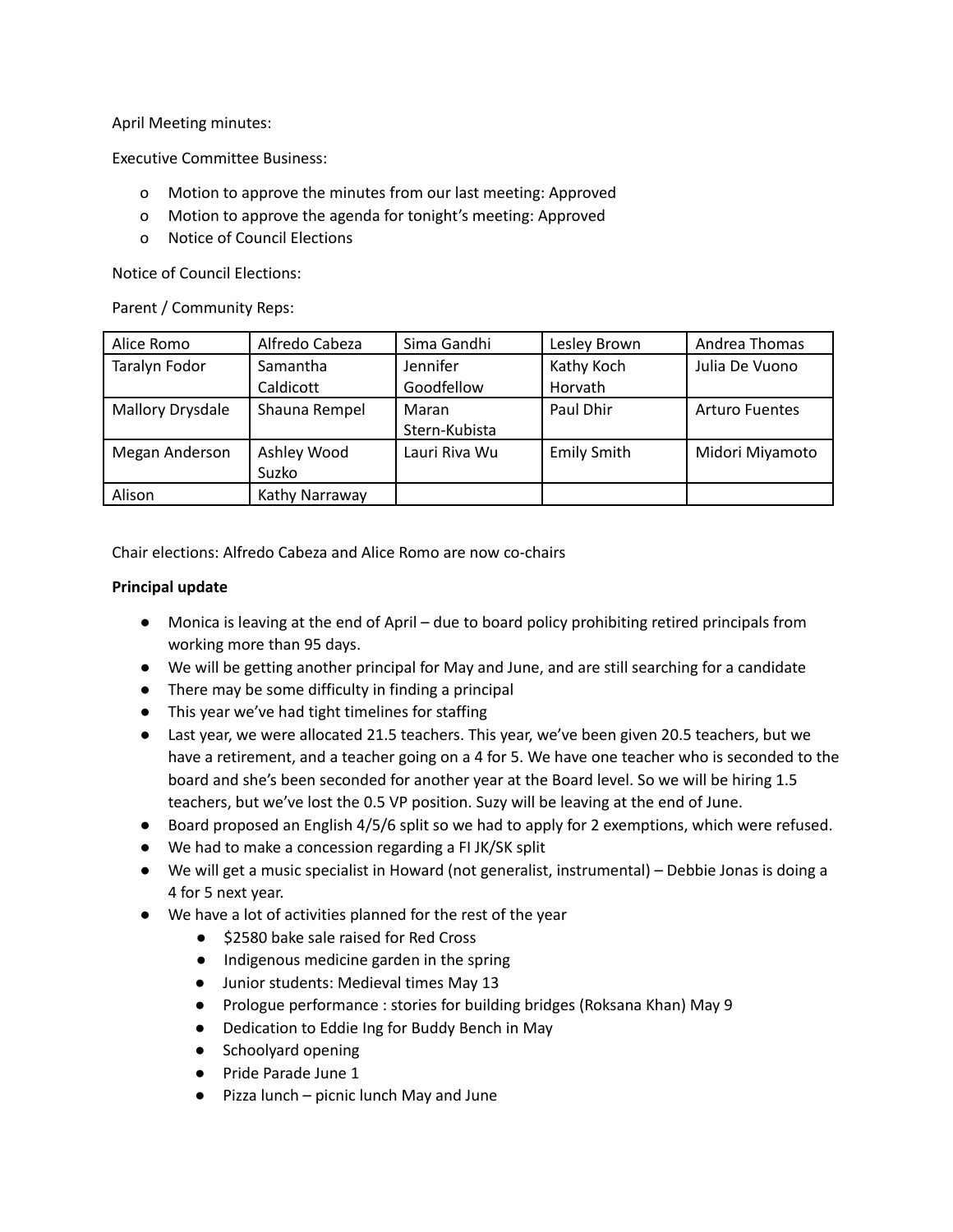April Meeting minutes:

Executive Committee Business:

- Motion to approve the minutes from our last meeting: Approved
- Motion to approve the agenda for tonight's meeting: Approved
- Notice of Council Elections

Notice of Council Elections:

Parent / Community Reps:

| | | | | |
|---|---|---|---|---|
| Alice Romo | Alfredo Cabeza | Sima Gandhi | Lesley Brown | Andrea Thomas |
| Taralyn Fodor | Samantha Caldicott | Jennifer Goodfellow | Kathy Koch Horvath | Julia De Vuono |
| Mallory Drysdale | Shauna Rempel | Maran Stern-Kubista | Paul Dhir | Arturo Fuentes |
| Megan Anderson | Ashley Wood Suzko | Lauri Riva Wu | Emily Smith | Midori Miyamoto |
| Alison | Kathy Narraway | | | |

Chair elections: Alfredo Cabeza and Alice Romo are now co-chairs

**Principal update**

- Monica is leaving at the end of April – due to board policy prohibiting retired principals from working more than 95 days.
- We will be getting another principal for May and June, and are still searching for a candidate
- There may be some difficulty in finding a principal
- This year we've had tight timelines for staffing
- Last year, we were allocated 21.5 teachers. This year, we've been given 20.5 teachers, but we have a retirement, and a teacher going on a 4 for 5. We have one teacher who is seconded to the board and she's been seconded for another year at the Board level. So we will be hiring 1.5 teachers, but we've lost the 0.5 VP position. Suzy will be leaving at the end of June.
- Board proposed an English 4/5/6 split so we had to apply for 2 exemptions, which were refused.
- We had to make a concession regarding a FI JK/SK split
- We will get a music specialist in Howard (not generalist, instrumental) – Debbie Jonas is doing a 4 for 5 next year.
- We have a lot of activities planned for the rest of the year
    - $2580 bake sale raised for Red Cross
    - Indigenous medicine garden in the spring
    - Junior students: Medieval times May 13
    - Prologue performance : stories for building bridges (Roksana Khan) May 9
    - Dedication to Eddie Ing for Buddy Bench in May
    - Schoolyard opening
    - Pride Parade June 1
    - Pizza lunch – picnic lunch May and June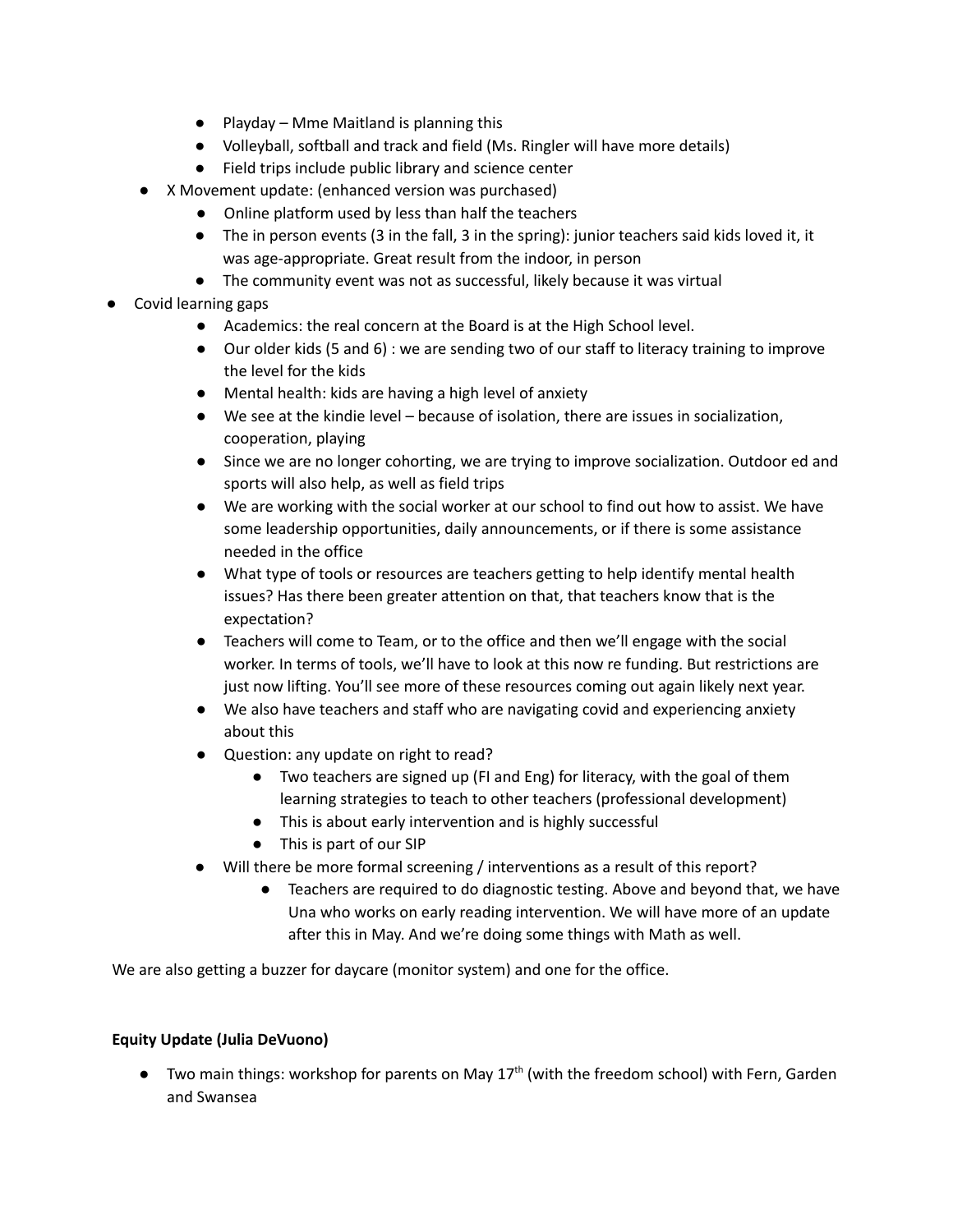- Playday – Mme Maitland is planning this
    - Volleyball, softball and track and field (Ms. Ringler will have more details)
    - Field trips include public library and science center
  - X Movement update: (enhanced version was purchased)
    - Online platform used by less than half the teachers
    - The in person events (3 in the fall, 3 in the spring): junior teachers said kids loved it, it was age-appropriate. Great result from the indoor, in person
    - The community event was not as successful, likely because it was virtual
- Covid learning gaps
    - Academics: the real concern at the Board is at the High School level.
    - Our older kids (5 and 6) : we are sending two of our staff to literacy training to improve the level for the kids
    - Mental health: kids are having a high level of anxiety
    - We see at the kindie level – because of isolation, there are issues in socialization, cooperation, playing
    - Since we are no longer cohorting, we are trying to improve socialization. Outdoor ed and sports will also help, as well as field trips
    - We are working with the social worker at our school to find out how to assist. We have some leadership opportunities, daily announcements, or if there is some assistance needed in the office
    - What type of tools or resources are teachers getting to help identify mental health issues? Has there been greater attention on that, that teachers know that is the expectation?
    - Teachers will come to Team, or to the office and then we'll engage with the social worker. In terms of tools, we'll have to look at this now re funding. But restrictions are just now lifting. You'll see more of these resources coming out again likely next year.
    - We also have teachers and staff who are navigating covid and experiencing anxiety about this
    - Question: any update on right to read?
        - Two teachers are signed up (FI and Eng) for literacy, with the goal of them learning strategies to teach to other teachers (professional development)
        - This is about early intervention and is highly successful
        - This is part of our SIP
    - Will there be more formal screening / interventions as a result of this report?
        - Teachers are required to do diagnostic testing. Above and beyond that, we have Una who works on early reading intervention. We will have more of an update after this in May. And we're doing some things with Math as well.

We are also getting a buzzer for daycare (monitor system) and one for the office.

**Equity Update (Julia DeVuono)**

- Two main things: workshop for parents on May 17th (with the freedom school) with Fern, Garden and Swansea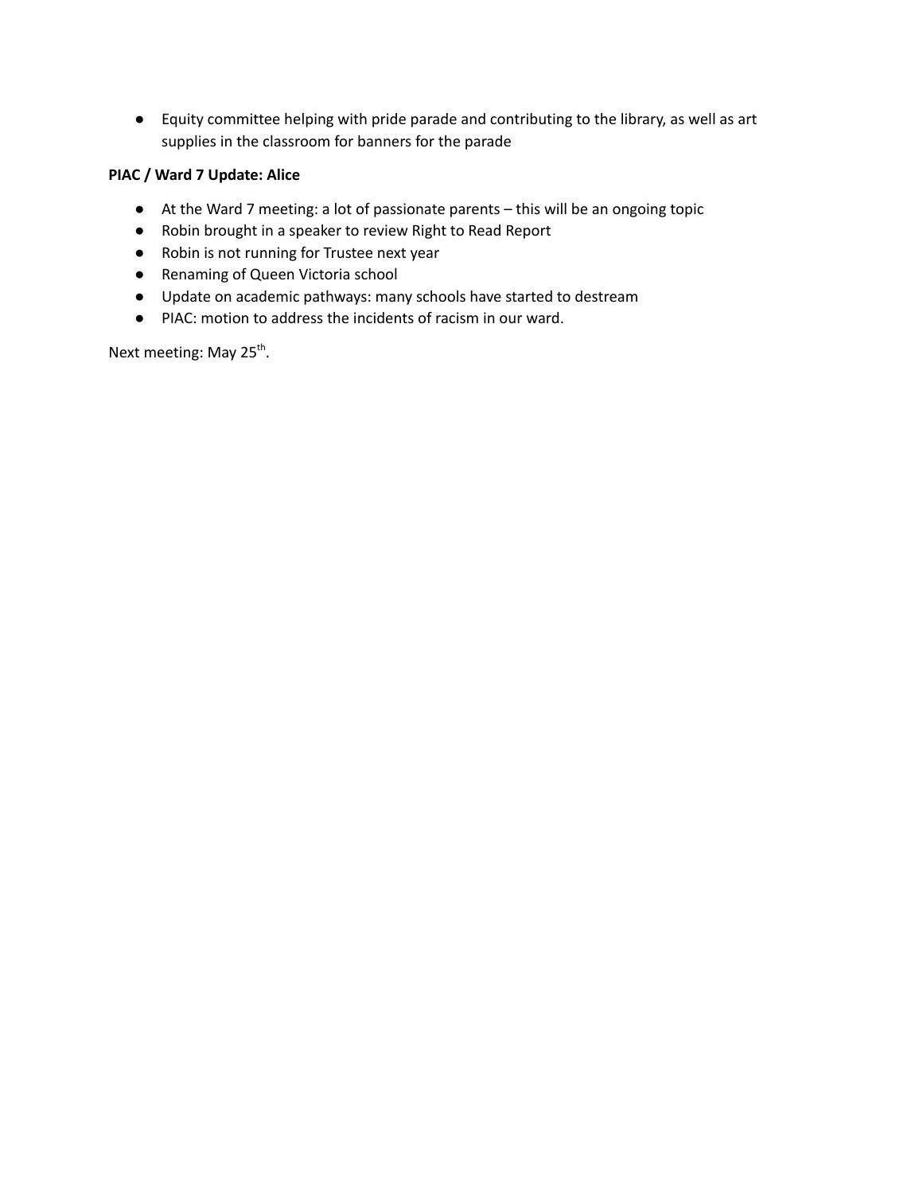- Equity committee helping with pride parade and contributing to the library, as well as art supplies in the classroom for banners for the parade

**PIAC / Ward 7 Update: Alice**

- At the Ward 7 meeting: a lot of passionate parents – this will be an ongoing topic
- Robin brought in a speaker to review Right to Read Report
- Robin is not running for Trustee next year
- Renaming of Queen Victoria school
- Update on academic pathways: many schools have started to destream
- PIAC: motion to address the incidents of racism in our ward.

Next meeting: May 25th.